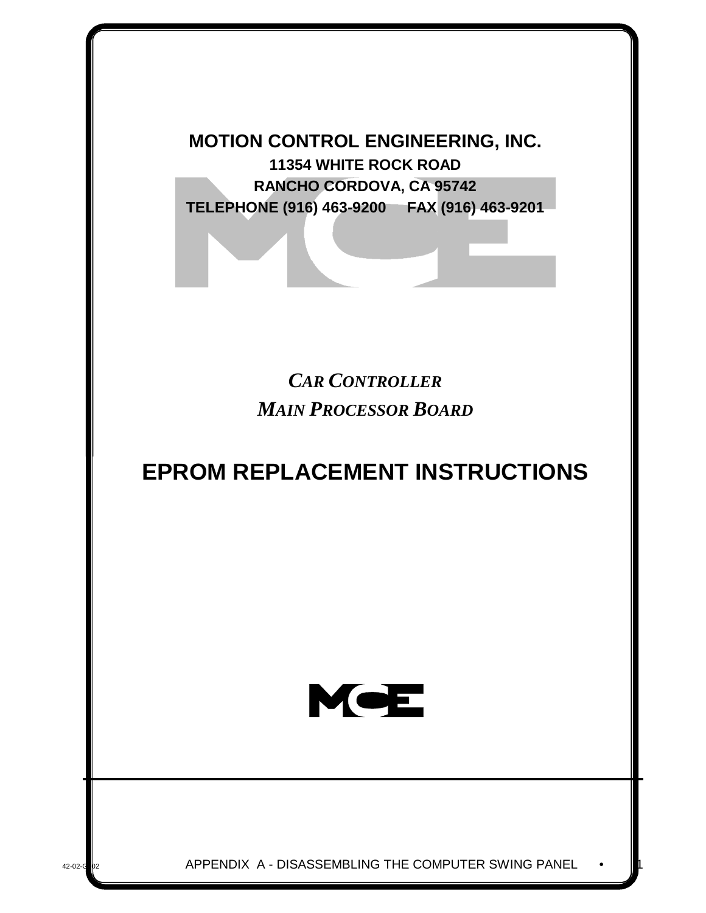**MOTION CONTROL ENGINEERING, INC.**

**11354 WHITE ROCK ROAD**

**RANCHO CORDOVA, CA 95742**

**TELEPHONE (916) 463-9200 FAX (916) 463-9201**

***CAR CONTROLLER***

***MAIN PROCESSOR BOARD***

# EPROM REPLACEMENT INSTRUCTIONS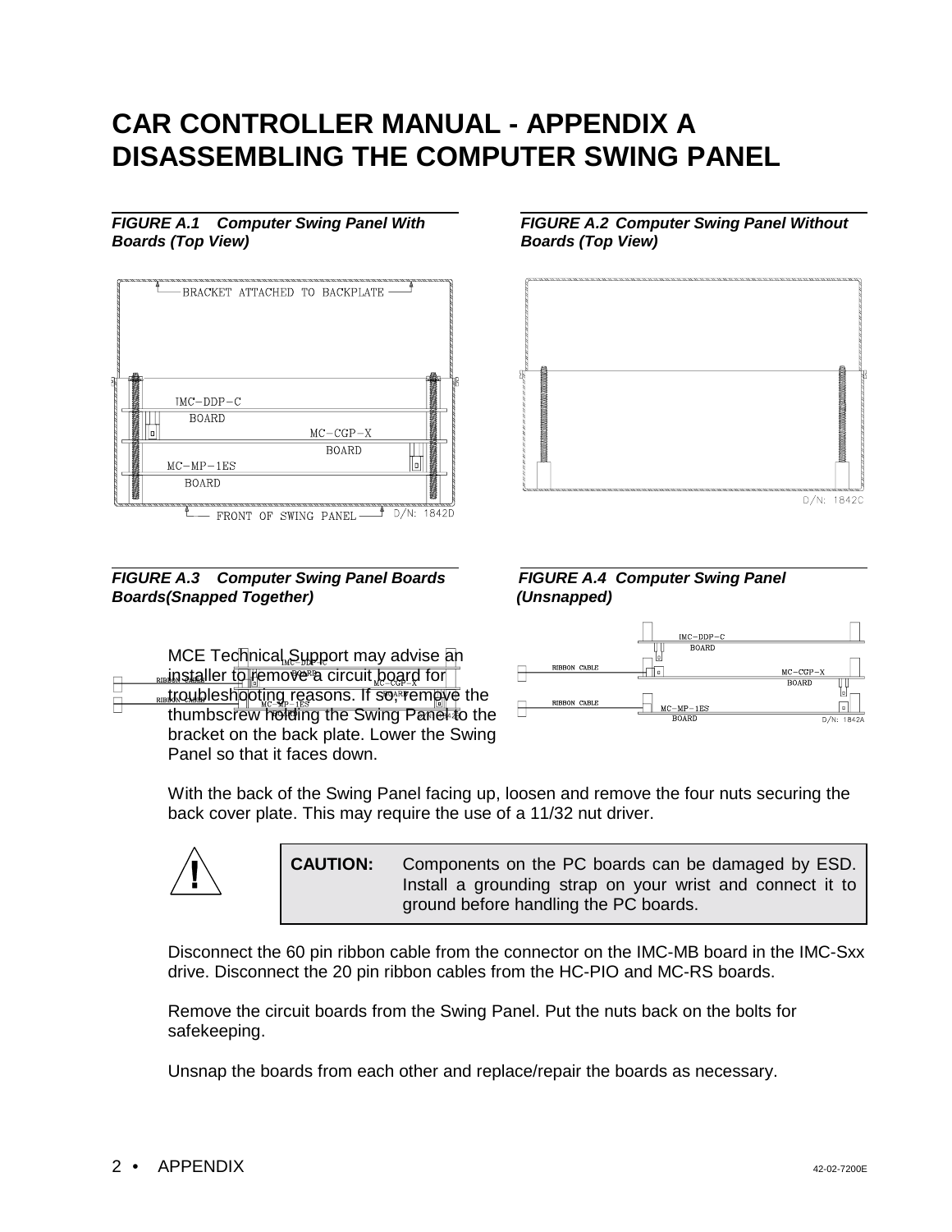# CAR CONTROLLER MANUAL - APPENDIX A DISASSEMBLING THE COMPUTER SWING PANEL

***FIGURE A.1 Computer Swing Panel With Boards (Top View)***

***FIGURE A.2 Computer Swing Panel Without Boards (Top View)***

***FIGURE A.3 Computer Swing Panel Boards Boards(Snapped Together)***

***FIGURE A.4 Computer Swing Panel (Unsnapped)***

MCE Technical Support may advise an installer to remove a circuit board for troubleshooting reasons. If so, remove the thumbscrew holding the Swing Panel to the bracket on the back plate. Lower the Swing Panel so that it faces down.

With the back of the Swing Panel facing up, loosen and remove the four nuts securing the back cover plate. This may require the use of a 11/32 nut driver.

**CAUTION:** Components on the PC boards can be damaged by ESD. Install a grounding strap on your wrist and connect it to ground before handling the PC boards.

Disconnect the 60 pin ribbon cable from the connector on the IMC-MB board in the IMC-Sxx drive. Disconnect the 20 pin ribbon cables from the HC-PIO and MC-RS boards.

Remove the circuit boards from the Swing Panel. Put the nuts back on the bolts for safekeeping.

Unsnap the boards from each other and replace/repair the boards as necessary.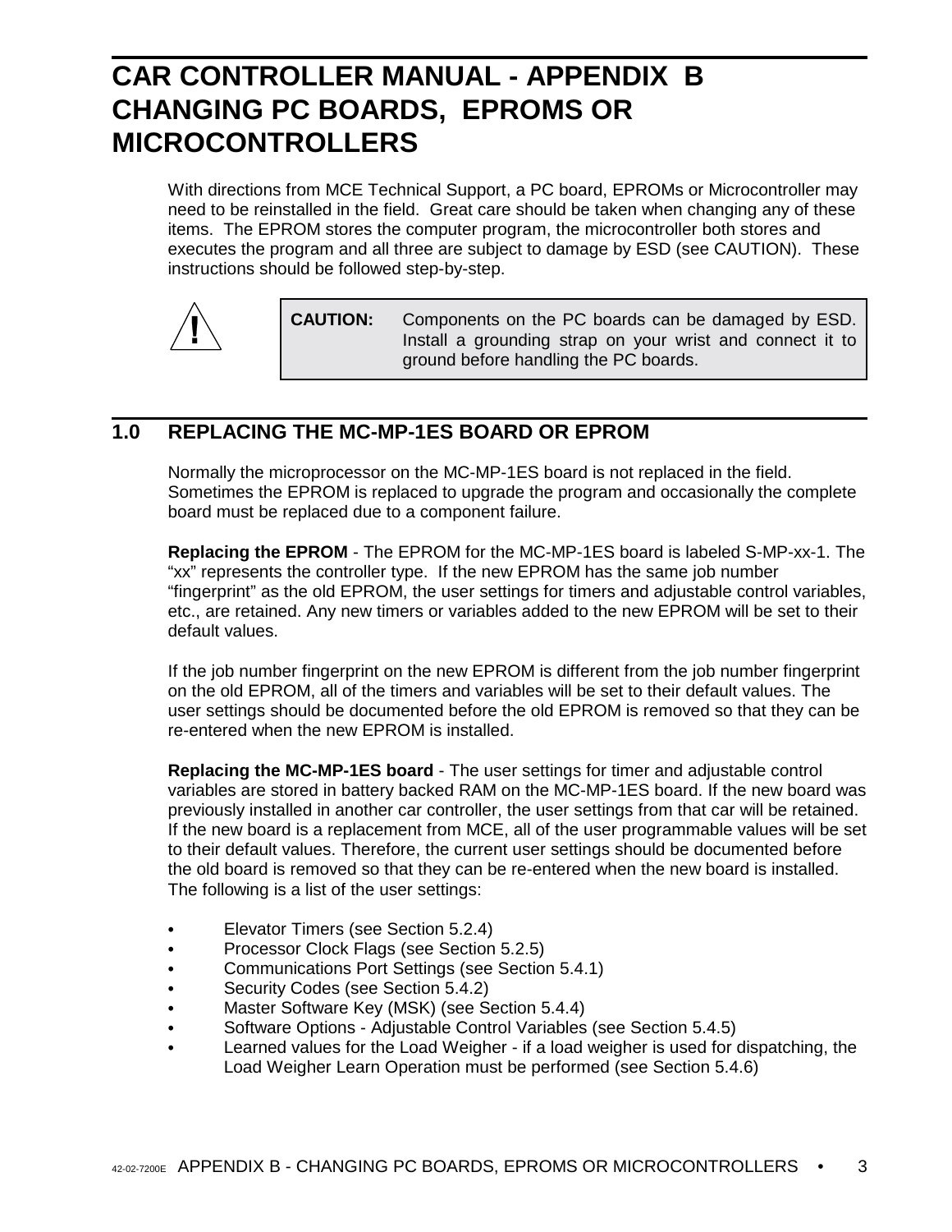# CAR CONTROLLER MANUAL - APPENDIX B CHANGING PC BOARDS, EPROMS OR MICROCONTROLLERS

With directions from MCE Technical Support, a PC board, EPROMs or Microcontroller may need to be reinstalled in the field. Great care should be taken when changing any of these items. The EPROM stores the computer program, the microcontroller both stores and executes the program and all three are subject to damage by ESD (see CAUTION). These instructions should be followed step-by-step.

> **CAUTION:** Components on the PC boards can be damaged by ESD. Install a grounding strap on your wrist and connect it to ground before handling the PC boards.

## 1.0 REPLACING THE MC-MP-1ES BOARD OR EPROM

Normally the microprocessor on the MC-MP-1ES board is not replaced in the field. Sometimes the EPROM is replaced to upgrade the program and occasionally the complete board must be replaced due to a component failure.

**Replacing the EPROM** - The EPROM for the MC-MP-1ES board is labeled S-MP-xx-1. The "xx" represents the controller type. If the new EPROM has the same job number "fingerprint" as the old EPROM, the user settings for timers and adjustable control variables, etc., are retained. Any new timers or variables added to the new EPROM will be set to their default values.

If the job number fingerprint on the new EPROM is different from the job number fingerprint on the old EPROM, all of the timers and variables will be set to their default values. The user settings should be documented before the old EPROM is removed so that they can be re-entered when the new EPROM is installed.

**Replacing the MC-MP-1ES board** - The user settings for timer and adjustable control variables are stored in battery backed RAM on the MC-MP-1ES board. If the new board was previously installed in another car controller, the user settings from that car will be retained. If the new board is a replacement from MCE, all of the user programmable values will be set to their default values. Therefore, the current user settings should be documented before the old board is removed so that they can be re-entered when the new board is installed. The following is a list of the user settings:

- Elevator Timers (see Section 5.2.4)
- Processor Clock Flags (see Section 5.2.5)
- Communications Port Settings (see Section 5.4.1)
- Security Codes (see Section 5.4.2)
- Master Software Key (MSK) (see Section 5.4.4)
- Software Options - Adjustable Control Variables (see Section 5.4.5)
- Learned values for the Load Weigher - if a load weigher is used for dispatching, the Load Weigher Learn Operation must be performed (see Section 5.4.6)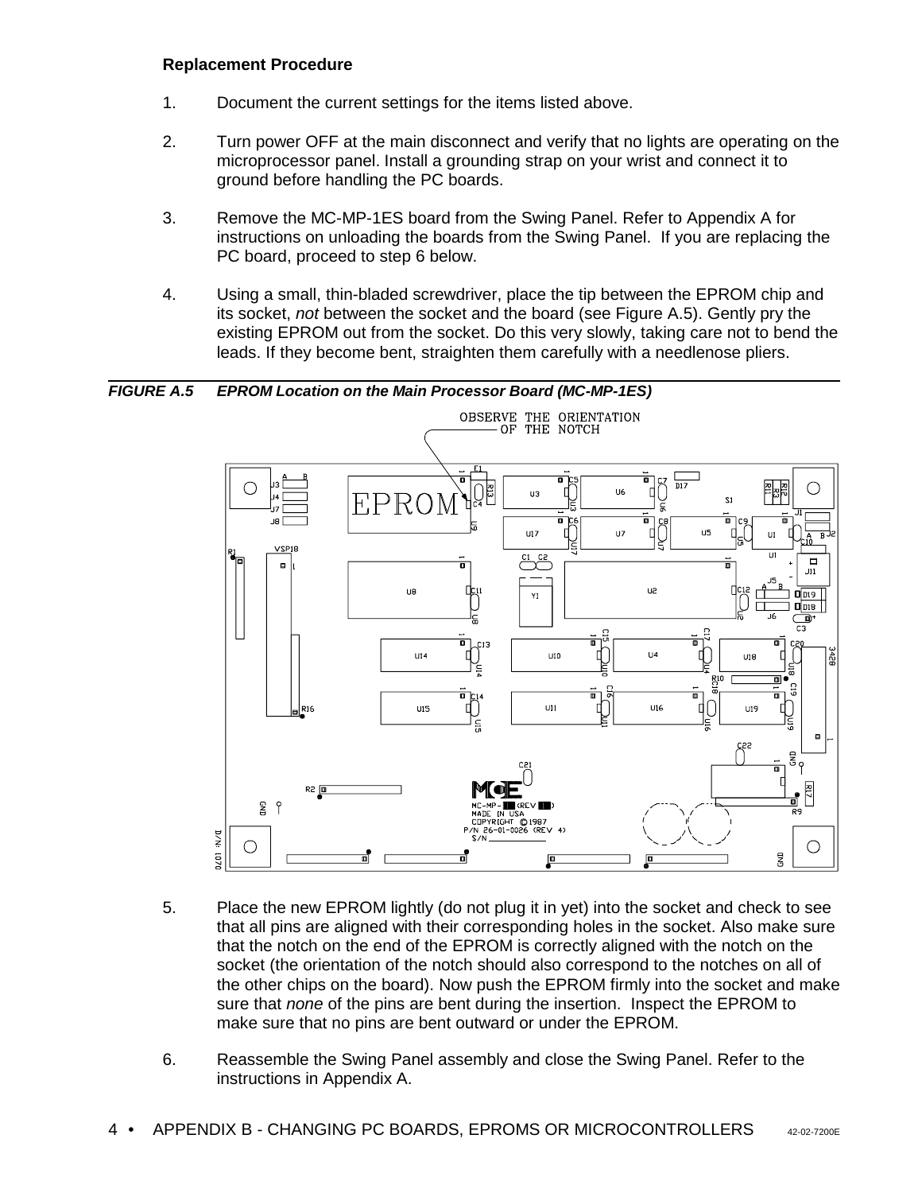**Replacement Procedure**

1. Document the current settings for the items listed above.

2. Turn power OFF at the main disconnect and verify that no lights are operating on the microprocessor panel. Install a grounding strap on your wrist and connect it to ground before handling the PC boards.

3. Remove the MC-MP-1ES board from the Swing Panel. Refer to Appendix A for instructions on unloading the boards from the Swing Panel. If you are replacing the PC board, proceed to step 6 below.

4. Using a small, thin-bladed screwdriver, place the tip between the EPROM chip and its socket, *not* between the socket and the board (see Figure A.5). Gently pry the existing EPROM out from the socket. Do this very slowly, taking care not to bend the leads. If they become bent, straighten them carefully with a needlenose pliers.

***FIGURE A.5 EPROM Location on the Main Processor Board (MC-MP-1ES)***

5. Place the new EPROM lightly (do not plug it in yet) into the socket and check to see that all pins are aligned with their corresponding holes in the socket. Also make sure that the notch on the end of the EPROM is correctly aligned with the notch on the socket (the orientation of the notch should also correspond to the notches on all of the other chips on the board). Now push the EPROM firmly into the socket and make sure that *none* of the pins are bent during the insertion. Inspect the EPROM to make sure that no pins are bent outward or under the EPROM.

6. Reassemble the Swing Panel assembly and close the Swing Panel. Refer to the instructions in Appendix A.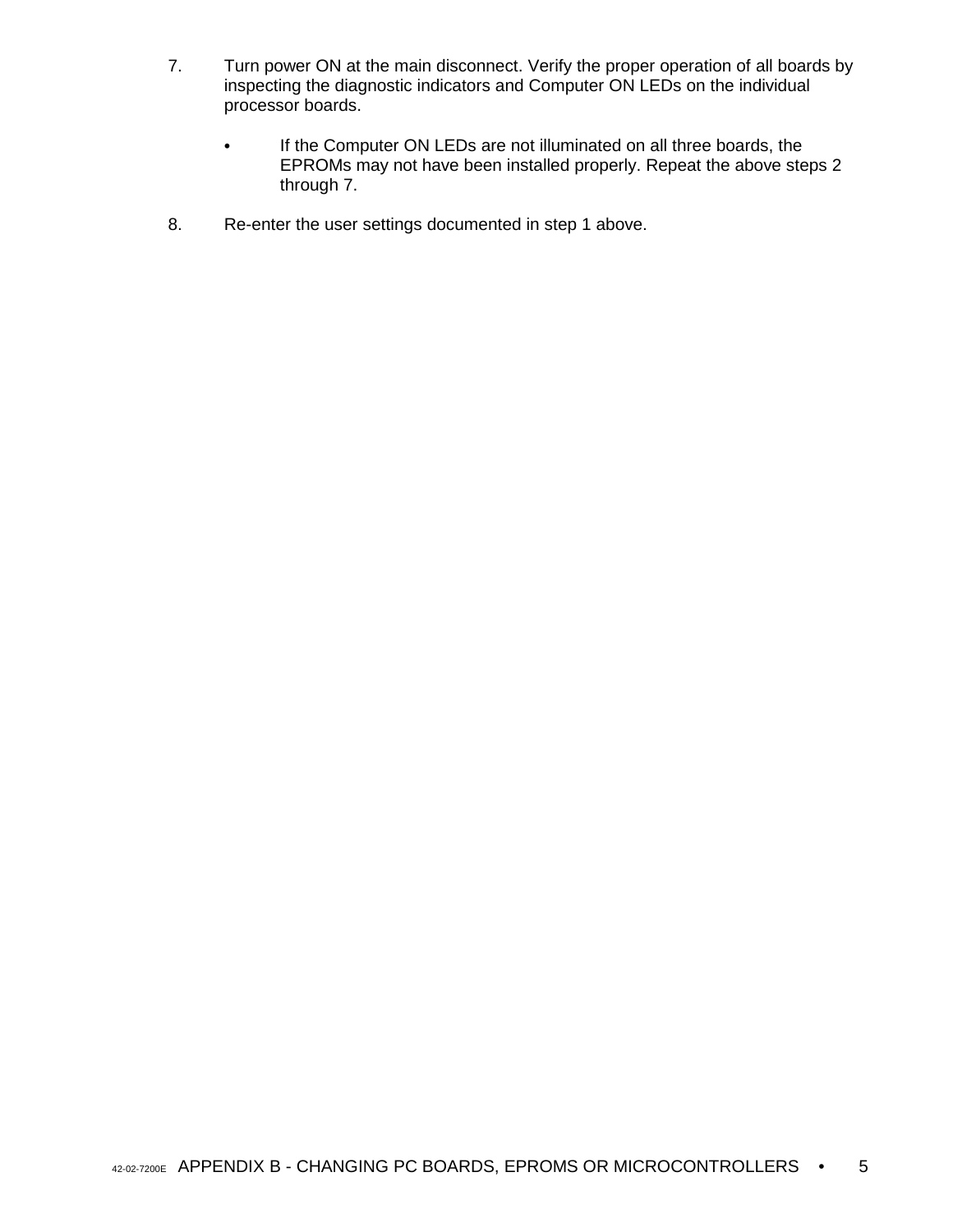7. Turn power ON at the main disconnect. Verify the proper operation of all boards by inspecting the diagnostic indicators and Computer ON LEDs on the individual processor boards.

   - If the Computer ON LEDs are not illuminated on all three boards, the EPROMs may not have been installed properly. Repeat the above steps 2 through 7.

8. Re-enter the user settings documented in step 1 above.